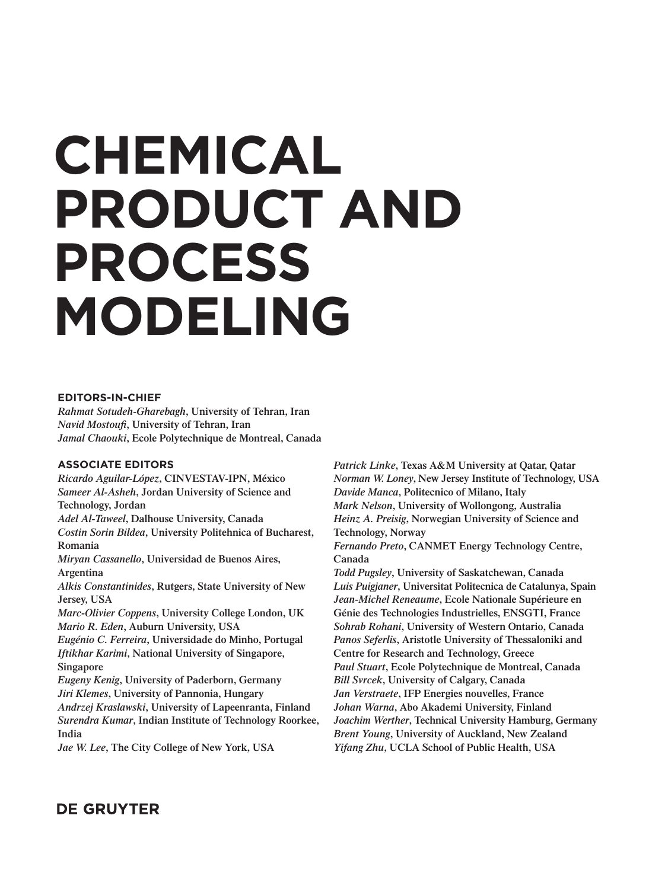# CHEMICAL PRODUCT AND PROCESS MODELING

**EDITORS-IN-CHIEF**

*Rahmat Sotudeh-Gharebagh*, University of Tehran, Iran
*Navid Mostoufi*, University of Tehran, Iran
*Jamal Chaouki*, Ecole Polytechnique de Montreal, Canada

**ASSOCIATE EDITORS**

*Ricardo Aguilar-López*, CINVESTAV-IPN, México
*Sameer Al-Asheh*, Jordan University of Science and Technology, Jordan
*Adel Al-Taweel*, Dalhouse University, Canada
*Costin Sorin Bildea*, University Politehnica of Bucharest, Romania
*Miryan Cassanello*, Universidad de Buenos Aires, Argentina
*Alkis Constantinides*, Rutgers, State University of New Jersey, USA
*Marc-Olivier Coppens*, University College London, UK
*Mario R. Eden*, Auburn University, USA
*Eugénio C. Ferreira*, Universidade do Minho, Portugal
*Iftikhar Karimi*, National University of Singapore, Singapore
*Eugeny Kenig*, University of Paderborn, Germany
*Jiri Klemes*, University of Pannonia, Hungary
*Andrzej Kraslawski*, University of Lapeenranta, Finland
*Surendra Kumar*, Indian Institute of Technology Roorkee, India
*Jae W. Lee*, The City College of New York, USA
*Patrick Linke*, Texas A&M University at Qatar, Qatar
*Norman W. Loney*, New Jersey Institute of Technology, USA
*Davide Manca*, Politecnico of Milano, Italy
*Mark Nelson*, University of Wollongong, Australia
*Heinz A. Preisig*, Norwegian University of Science and Technology, Norway
*Fernando Preto*, CANMET Energy Technology Centre, Canada
*Todd Pugsley*, University of Saskatchewan, Canada
*Luis Puigjaner*, Universitat Politecnica de Catalunya, Spain
*Jean-Michel Reneaume*, Ecole Nationale Supérieure en Génie des Technologies Industrielles, ENSGTI, France
*Sohrab Rohani*, University of Western Ontario, Canada
*Panos Seferlis*, Aristotle University of Thessaloniki and Centre for Research and Technology, Greece
*Paul Stuart*, Ecole Polytechnique de Montreal, Canada
*Bill Svrcek*, University of Calgary, Canada
*Jan Verstraete*, IFP Energies nouvelles, France
*Johan Warna*, Abo Akademi University, Finland
*Joachim Werther*, Technical University Hamburg, Germany
*Brent Young*, University of Auckland, New Zealand
*Yifang Zhu*, UCLA School of Public Health, USA

**DE GRUYTER**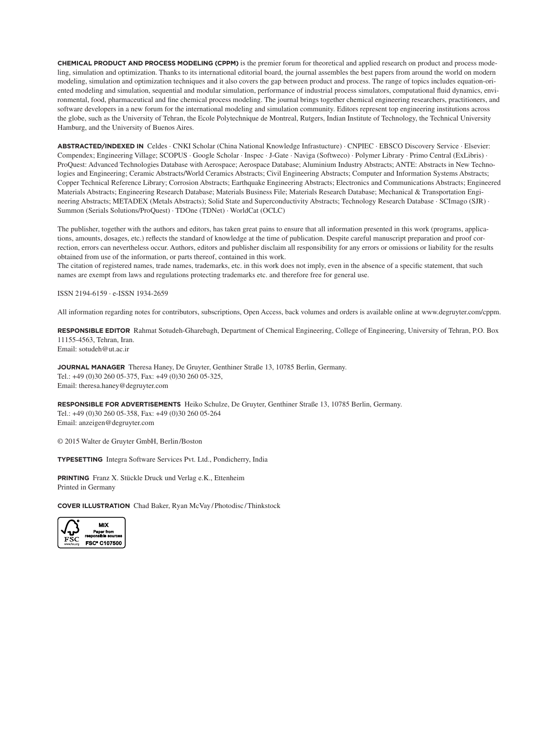**CHEMICAL PRODUCT AND PROCESS MODELING (CPPM)** is the premier forum for theoretical and applied research on product and process modeling, simulation and optimization. Thanks to its international editorial board, the journal assembles the best papers from around the world on modern modeling, simulation and optimization techniques and it also covers the gap between product and process. The range of topics includes equation-oriented modeling and simulation, sequential and modular simulation, performance of industrial process simulators, computational fluid dynamics, environmental, food, pharmaceutical and fine chemical process modeling. The journal brings together chemical engineering researchers, practitioners, and software developers in a new forum for the international modeling and simulation community. Editors represent top engineering institutions across the globe, such as the University of Tehran, the Ecole Polytechnique de Montreal, Rutgers, Indian Institute of Technology, the Technical University Hamburg, and the University of Buenos Aires.

**ABSTRACTED/INDEXED IN** Celdes · CNKI Scholar (China National Knowledge Infrastucture) · CNPIEC · EBSCO Discovery Service · Elsevier: Compendex; Engineering Village; SCOPUS · Google Scholar · Inspec · J-Gate · Naviga (Softweco) · Polymer Library · Primo Central (ExLibris) · ProQuest: Advanced Technologies Database with Aerospace; Aerospace Database; Aluminium Industry Abstracts; ANTE: Abstracts in New Technologies and Engineering; Ceramic Abstracts/World Ceramics Abstracts; Civil Engineering Abstracts; Computer and Information Systems Abstracts; Copper Technical Reference Library; Corrosion Abstracts; Earthquake Engineering Abstracts; Electronics and Communications Abstracts; Engineered Materials Abstracts; Engineering Research Database; Materials Business File; Materials Research Database; Mechanical & Transportation Engineering Abstracts; METADEX (Metals Abstracts); Solid State and Superconductivity Abstracts; Technology Research Database · SCImago (SJR) · Summon (Serials Solutions/ProQuest) · TDOne (TDNet) · WorldCat (OCLC)

The publisher, together with the authors and editors, has taken great pains to ensure that all information presented in this work (programs, applications, amounts, dosages, etc.) reflects the standard of knowledge at the time of publication. Despite careful manuscript preparation and proof correction, errors can nevertheless occur. Authors, editors and publisher disclaim all responsibility for any errors or omissions or liability for the results obtained from use of the information, or parts thereof, contained in this work.
The citation of registered names, trade names, trademarks, etc. in this work does not imply, even in the absence of a specific statement, that such names are exempt from laws and regulations protecting trademarks etc. and therefore free for general use.

ISSN 2194-6159 · e-ISSN 1934-2659

All information regarding notes for contributors, subscriptions, Open Access, back volumes and orders is available online at www.degruyter.com/cppm.

**RESPONSIBLE EDITOR** Rahmat Sotudeh-Gharebagh, Department of Chemical Engineering, College of Engineering, University of Tehran, P.O. Box 11155-4563, Tehran, Iran.
Email: sotudeh@ut.ac.ir

**JOURNAL MANAGER** Theresa Haney, De Gruyter, Genthiner Straße 13, 10785 Berlin, Germany.
Tel.: +49 (0)30 260 05-375, Fax: +49 (0)30 260 05-325,
Email: theresa.haney@degruyter.com

**RESPONSIBLE FOR ADVERTISEMENTS** Heiko Schulze, De Gruyter, Genthiner Straße 13, 10785 Berlin, Germany.
Tel.: +49 (0)30 260 05-358, Fax: +49 (0)30 260 05-264
Email: anzeigen@degruyter.com

© 2015 Walter de Gruyter GmbH, Berlin/Boston

**TYPESETTING** Integra Software Services Pvt. Ltd., Pondicherry, India

**PRINTING** Franz X. Stückle Druck und Verlag e.K., Ettenheim
Printed in Germany

**COVER ILLUSTRATION** Chad Baker, Ryan McVay/Photodisc/Thinkstock

MIX
Paper from responsible sources
FSC® C107500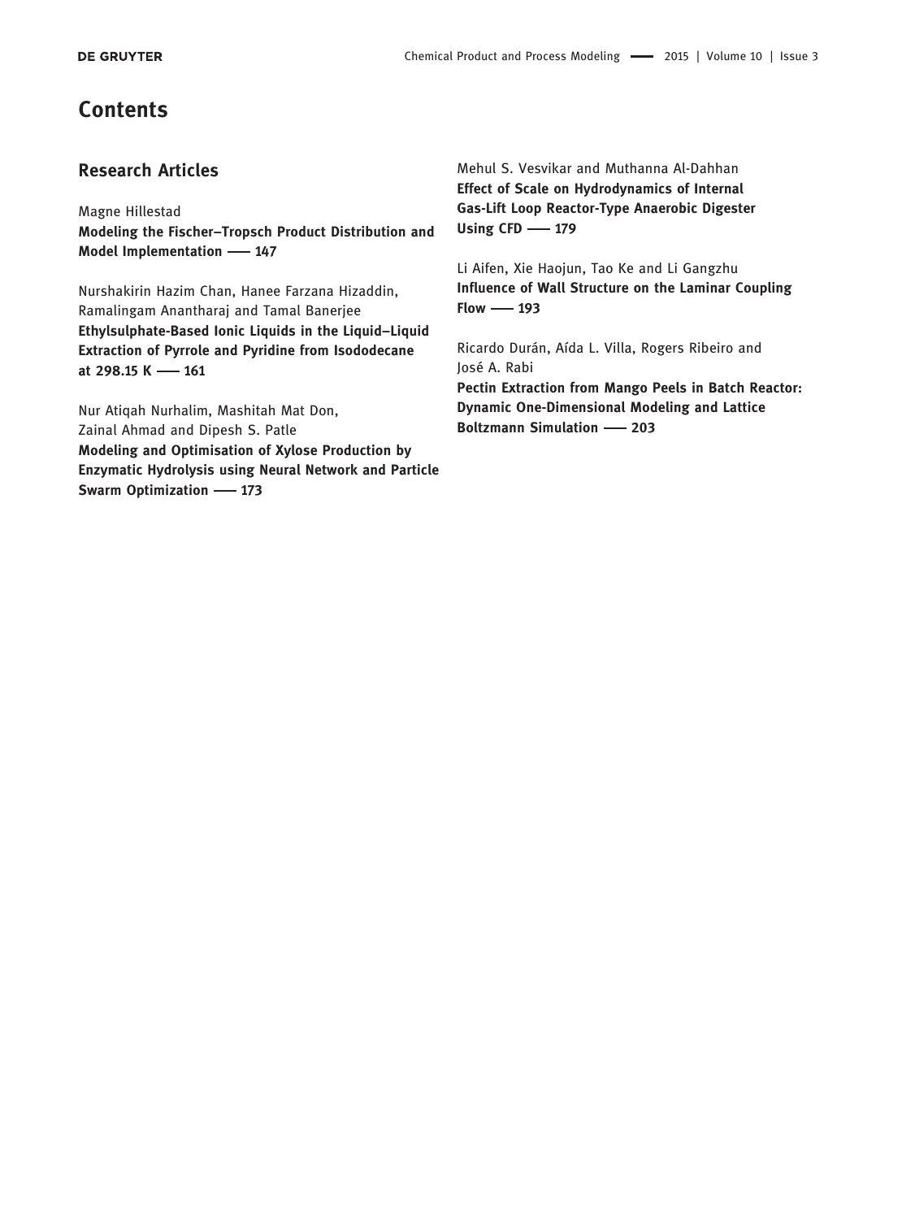# Contents

## Research Articles

Magne Hillestad
**Modeling the Fischer–Tropsch Product Distribution and Model Implementation —— 147**

Nurshakirin Hazim Chan, Hanee Farzana Hizaddin, Ramalingam Anantharaj and Tamal Banerjee
**Ethylsulphate-Based Ionic Liquids in the Liquid–Liquid Extraction of Pyrrole and Pyridine from Isododecane at 298.15 K —— 161**

Nur Atiqah Nurhalim, Mashitah Mat Don, Zainal Ahmad and Dipesh S. Patle
**Modeling and Optimisation of Xylose Production by Enzymatic Hydrolysis using Neural Network and Particle Swarm Optimization —— 173**

Mehul S. Vesvikar and Muthanna Al-Dahhan
**Effect of Scale on Hydrodynamics of Internal Gas-Lift Loop Reactor-Type Anaerobic Digester Using CFD —— 179**

Li Aifen, Xie Haojun, Tao Ke and Li Gangzhu
**Influence of Wall Structure on the Laminar Coupling Flow —— 193**

Ricardo Durán, Aída L. Villa, Rogers Ribeiro and José A. Rabi
**Pectin Extraction from Mango Peels in Batch Reactor: Dynamic One-Dimensional Modeling and Lattice Boltzmann Simulation —— 203**